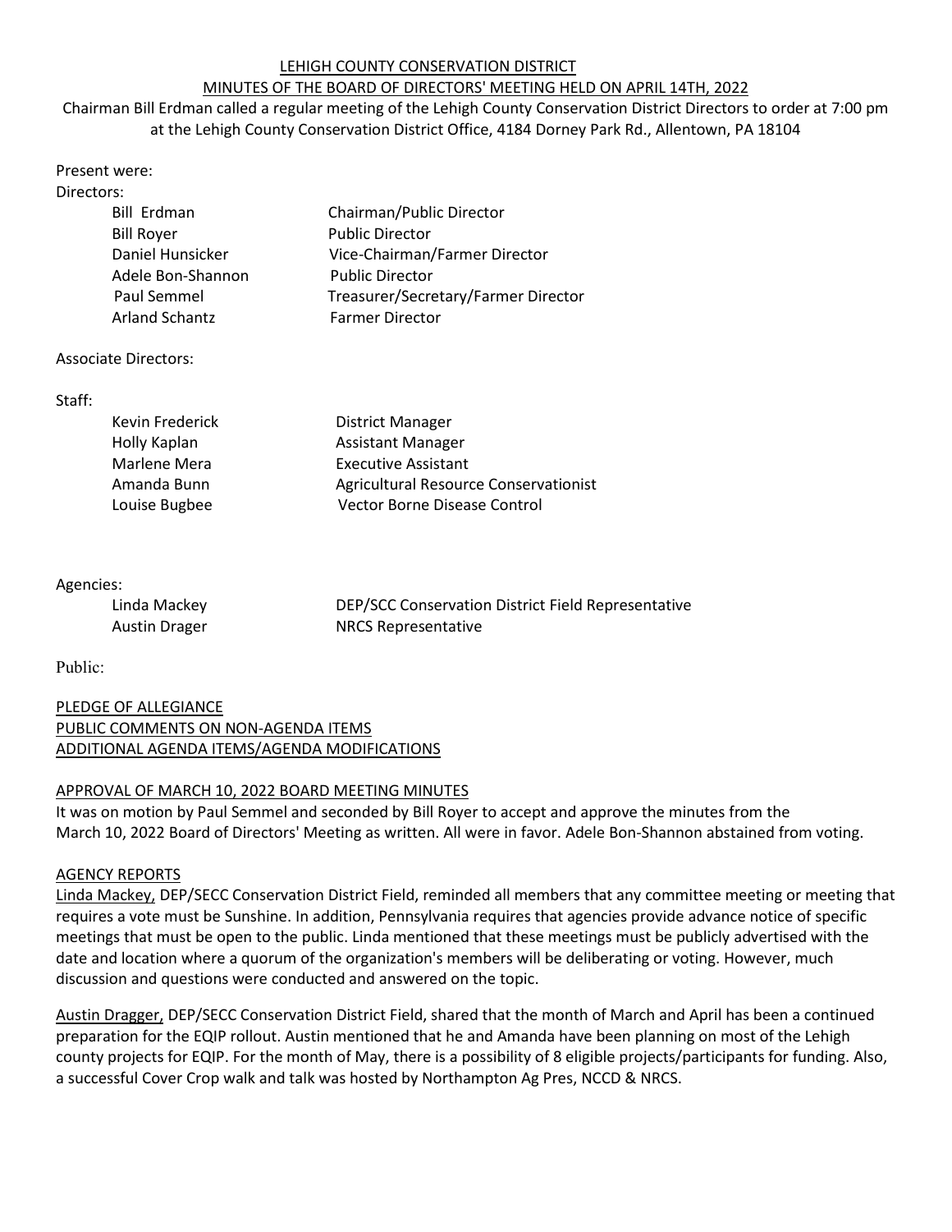# LEHIGH COUNTY CONSERVATION DISTRICT

## MINUTES OF THE BOARD OF DIRECTORS' MEETING HELD ON APRIL 14TH, 2022

Chairman Bill Erdman called a regular meeting of the Lehigh County Conservation District Directors to order at 7:00 pm at the Lehigh County Conservation District Office, 4184 Dorney Park Rd., Allentown, PA 18104

Present were:

Directors:

| | |
|---|---|
| Bill Erdman | Chairman/Public Director |
| Bill Royer | Public Director |
| Daniel Hunsicker | Vice-Chairman/Farmer Director |
| Adele Bon-Shannon | Public Director |
| Paul Semmel | Treasurer/Secretary/Farmer Director |
| Arland Schantz | Farmer Director |

Associate Directors:

Staff:

| | |
|---|---|
| Kevin Frederick | District Manager |
| Holly Kaplan | Assistant Manager |
| Marlene Mera | Executive Assistant |
| Amanda Bunn | Agricultural Resource Conservationist |
| Louise Bugbee | Vector Borne Disease Control |

Agencies:

| | |
|---|---|
| Linda Mackey | DEP/SCC Conservation District Field Representative |
| Austin Drager | NRCS Representative |

Public:

PLEDGE OF ALLEGIANCE

PUBLIC COMMENTS ON NON-AGENDA ITEMS

ADDITIONAL AGENDA ITEMS/AGENDA MODIFICATIONS

### APPROVAL OF MARCH 10, 2022 BOARD MEETING MINUTES

It was on motion by Paul Semmel and seconded by Bill Royer to accept and approve the minutes from the March 10, 2022 Board of Directors' Meeting as written. All were in favor. Adele Bon-Shannon abstained from voting.

### AGENCY REPORTS

Linda Mackey, DEP/SECC Conservation District Field, reminded all members that any committee meeting or meeting that requires a vote must be Sunshine. In addition, Pennsylvania requires that agencies provide advance notice of specific meetings that must be open to the public. Linda mentioned that these meetings must be publicly advertised with the date and location where a quorum of the organization's members will be deliberating or voting. However, much discussion and questions were conducted and answered on the topic.

Austin Dragger, DEP/SECC Conservation District Field, shared that the month of March and April has been a continued preparation for the EQIP rollout. Austin mentioned that he and Amanda have been planning on most of the Lehigh county projects for EQIP. For the month of May, there is a possibility of 8 eligible projects/participants for funding. Also, a successful Cover Crop walk and talk was hosted by Northampton Ag Pres, NCCD & NRCS.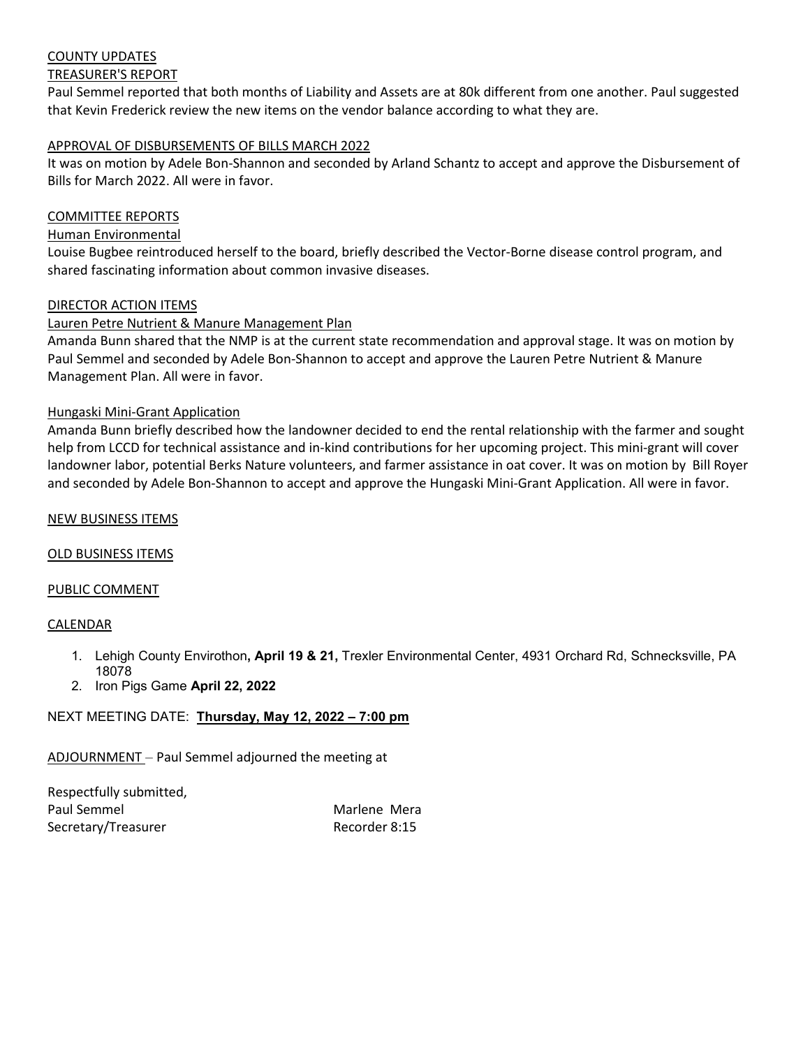COUNTY UPDATES

TREASURER'S REPORT

Paul Semmel reported that both months of Liability and Assets are at 80k different from one another. Paul suggested that Kevin Frederick review the new items on the vendor balance according to what they are.

APPROVAL OF DISBURSEMENTS OF BILLS MARCH 2022

It was on motion by Adele Bon-Shannon and seconded by Arland Schantz to accept and approve the Disbursement of Bills for March 2022. All were in favor.

COMMITTEE REPORTS

Human Environmental

Louise Bugbee reintroduced herself to the board, briefly described the Vector-Borne disease control program, and shared fascinating information about common invasive diseases.

DIRECTOR ACTION ITEMS

Lauren Petre Nutrient & Manure Management Plan

Amanda Bunn shared that the NMP is at the current state recommendation and approval stage. It was on motion by Paul Semmel and seconded by Adele Bon-Shannon to accept and approve the Lauren Petre Nutrient & Manure Management Plan. All were in favor.

Hungaski Mini-Grant Application

Amanda Bunn briefly described how the landowner decided to end the rental relationship with the farmer and sought help from LCCD for technical assistance and in-kind contributions for her upcoming project. This mini-grant will cover landowner labor, potential Berks Nature volunteers, and farmer assistance in oat cover. It was on motion by Bill Royer and seconded by Adele Bon-Shannon to accept and approve the Hungaski Mini-Grant Application. All were in favor.

NEW BUSINESS ITEMS

OLD BUSINESS ITEMS

PUBLIC COMMENT

CALENDAR

1. Lehigh County Envirothon**, April 19 & 21,** Trexler Environmental Center, 4931 Orchard Rd, Schnecksville, PA 18078
2. Iron Pigs Game **April 22, 2022**

NEXT MEETING DATE: **Thursday, May 12, 2022 – 7:00 pm**

ADJOURNMENT – Paul Semmel adjourned the meeting at

Respectfully submitted,

Paul Semmel
Secretary/Treasurer

Marlene Mera
Recorder 8:15